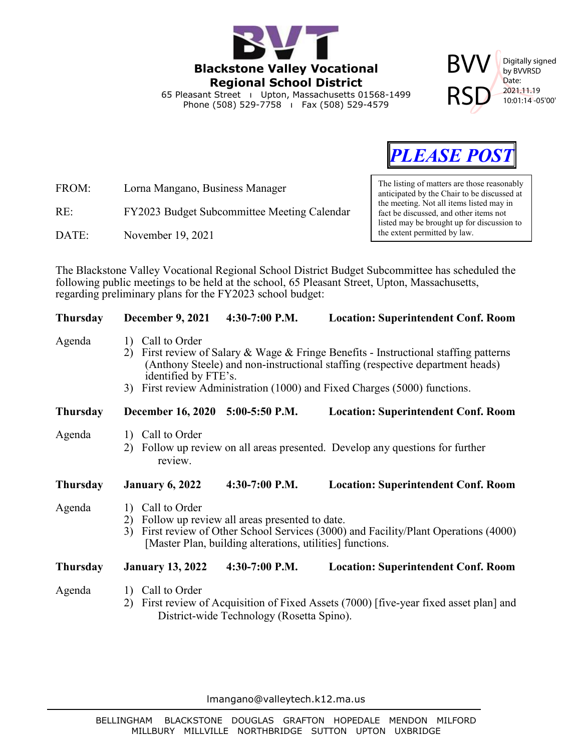# Blackstone Valley Vocational Regional School District

65 Pleasant Street | Upton, Massachusetts 01568-1499
Phone (508) 529-7758 | Fax (508) 529-4579

BVV RSD — Digitally signed by BVVRSD Date: 2021.11.19 10:01:14 -05'00'

***PLEASE POST***

> The listing of matters are those reasonably anticipated by the Chair to be discussed at the meeting. Not all items listed may in fact be discussed, and other items not listed may be brought up for discussion to the extent permitted by law.

FROM: Lorna Mangano, Business Manager

RE: FY2023 Budget Subcommittee Meeting Calendar

DATE: November 19, 2021

The Blackstone Valley Vocational Regional School District Budget Subcommittee has scheduled the following public meetings to be held at the school, 65 Pleasant Street, Upton, Massachusetts, regarding preliminary plans for the FY2023 school budget:

**Thursday December 9, 2021 4:30-7:00 P.M. Location: Superintendent Conf. Room**

Agenda
1) Call to Order
2) First review of Salary & Wage & Fringe Benefits - Instructional staffing patterns (Anthony Steele) and non-instructional staffing (respective department heads) identified by FTE's.
3) First review Administration (1000) and Fixed Charges (5000) functions.

**Thursday December 16, 2020 5:00-5:50 P.M. Location: Superintendent Conf. Room**

Agenda
1) Call to Order
2) Follow up review on all areas presented. Develop any questions for further review.

**Thursday January 6, 2022 4:30-7:00 P.M. Location: Superintendent Conf. Room**

Agenda
1) Call to Order
2) Follow up review all areas presented to date.
3) First review of Other School Services (3000) and Facility/Plant Operations (4000) [Master Plan, building alterations, utilities] functions.

**Thursday January 13, 2022 4:30-7:00 P.M. Location: Superintendent Conf. Room**

Agenda
1) Call to Order
2) First review of Acquisition of Fixed Assets (7000) [five-year fixed asset plan] and District-wide Technology (Rosetta Spino).

lmangano@valleytech.k12.ma.us

BELLINGHAM BLACKSTONE DOUGLAS GRAFTON HOPEDALE MENDON MILFORD MILLBURY MILLVILLE NORTHBRIDGE SUTTON UPTON UXBRIDGE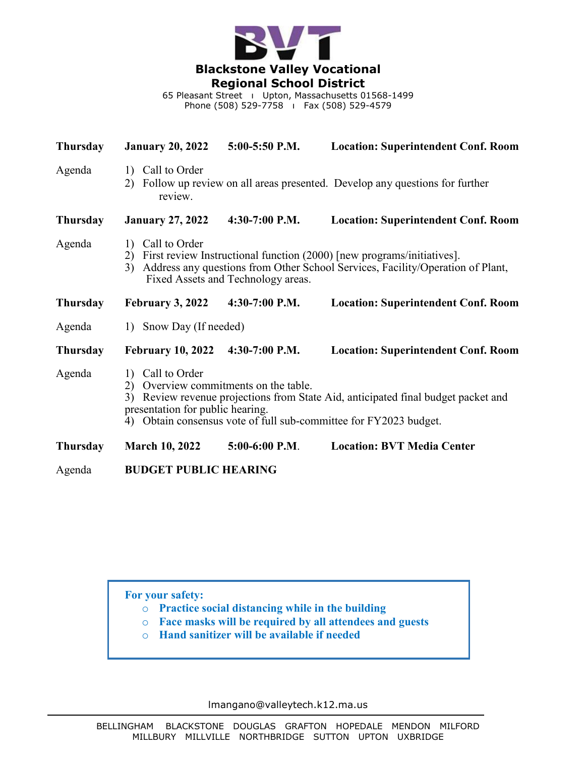# Blackstone Valley Vocational Regional School District

65 Pleasant Street | Upton, Massachusetts 01568-1499
Phone (508) 529-7758 | Fax (508) 529-4579

**Thursday** **January 20, 2022** **5:00-5:50 P.M.** **Location: Superintendent Conf. Room**

Agenda
1) Call to Order
2) Follow up review on all areas presented. Develop any questions for further review.

**Thursday** **January 27, 2022** **4:30-7:00 P.M.** **Location: Superintendent Conf. Room**

Agenda
1) Call to Order
2) First review Instructional function (2000) [new programs/initiatives].
3) Address any questions from Other School Services, Facility/Operation of Plant, Fixed Assets and Technology areas.

**Thursday** **February 3, 2022** **4:30-7:00 P.M.** **Location: Superintendent Conf. Room**

Agenda
1) Snow Day (If needed)

**Thursday** **February 10, 2022** **4:30-7:00 P.M.** **Location: Superintendent Conf. Room**

Agenda
1) Call to Order
2) Overview commitments on the table.
3) Review revenue projections from State Aid, anticipated final budget packet and presentation for public hearing.
4) Obtain consensus vote of full sub-committee for FY2023 budget.

**Thursday** **March 10, 2022** **5:00-6:00 P.M.** **Location: BVT Media Center**

Agenda **BUDGET PUBLIC HEARING**

**For your safety:**
- **Practice social distancing while in the building**
- **Face masks will be required by all attendees and guests**
- **Hand sanitizer will be available if needed**

lmangano@valleytech.k12.ma.us

BELLINGHAM BLACKSTONE DOUGLAS GRAFTON HOPEDALE MENDON MILFORD
MILLBURY MILLVILLE NORTHBRIDGE SUTTON UPTON UXBRIDGE